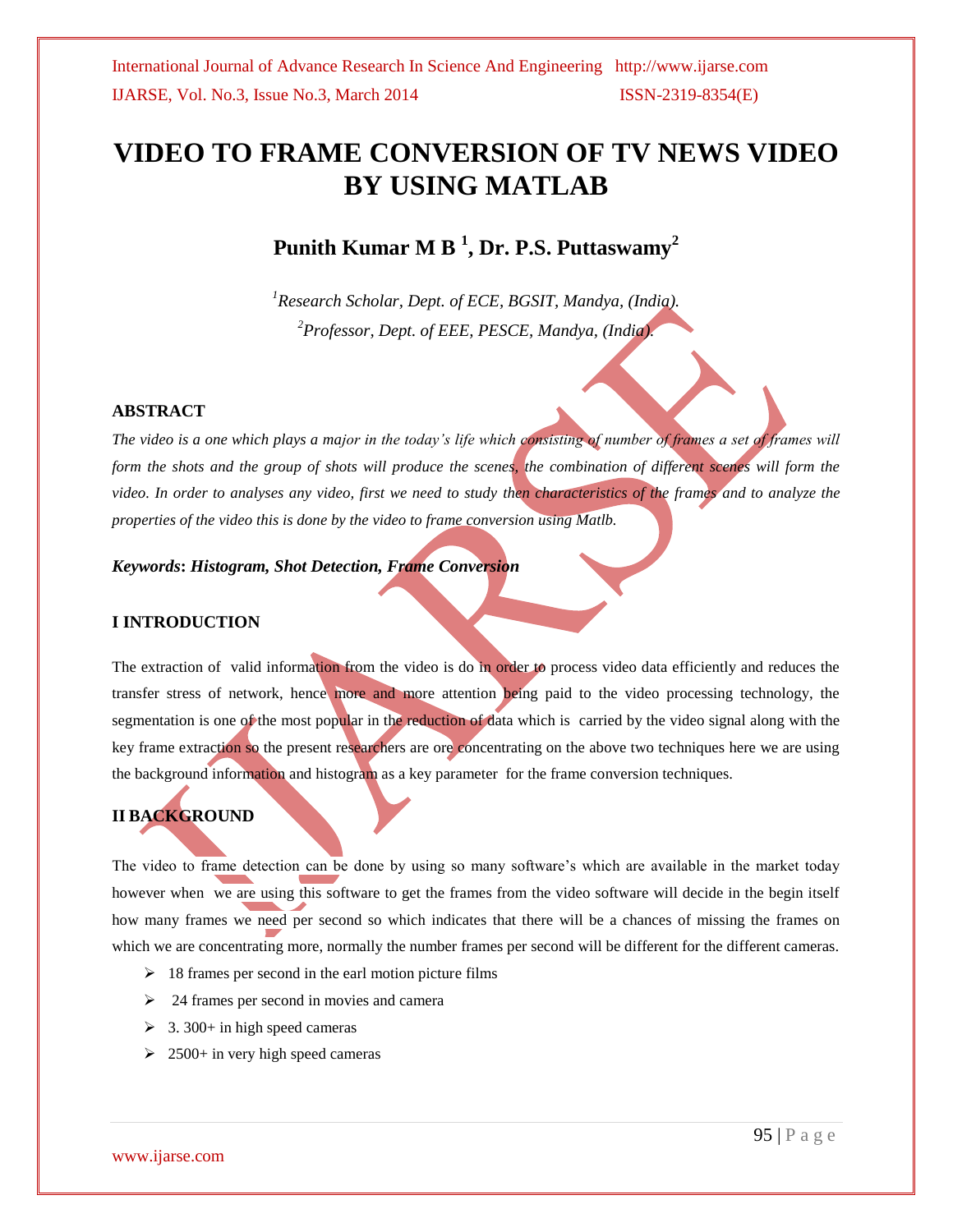# VIDEO TO FRAME CONVERSION OF TV NEWS VIDEO BY USING MATLAB

## Punith Kumar M B [1], Dr. P.S. Puttaswamy[2]

*[1]Research Scholar, Dept. of ECE, BGSIT, Mandya, (India).*
*[2]Professor, Dept. of EEE, PESCE, Mandya, (India).*

### ABSTRACT

*The video is a one which plays a major in the today's life which consisting of number of frames a set of frames will form the shots and the group of shots will produce the scenes, the combination of different scenes will form the video. In order to analyses any video, first we need to study then characteristics of the frames and to analyze the properties of the video this is done by the video to frame conversion using Matlb.*

***Keywords*: *Histogram, Shot Detection, Frame Conversion***

### I INTRODUCTION

The extraction of valid information from the video is do in order to process video data efficiently and reduces the transfer stress of network, hence more and more attention being paid to the video processing technology, the segmentation is one of the most popular in the reduction of data which is carried by the video signal along with the key frame extraction so the present researchers are ore concentrating on the above two techniques here we are using the background information and histogram as a key parameter for the frame conversion techniques.

### II BACKGROUND

The video to frame detection can be done by using so many software's which are available in the market today however when we are using this software to get the frames from the video software will decide in the begin itself how many frames we need per second so which indicates that there will be a chances of missing the frames on which we are concentrating more, normally the number frames per second will be different for the different cameras.

- 18 frames per second in the earl motion picture films
- 24 frames per second in movies and camera
- 3. 300+ in high speed cameras
- 2500+ in very high speed cameras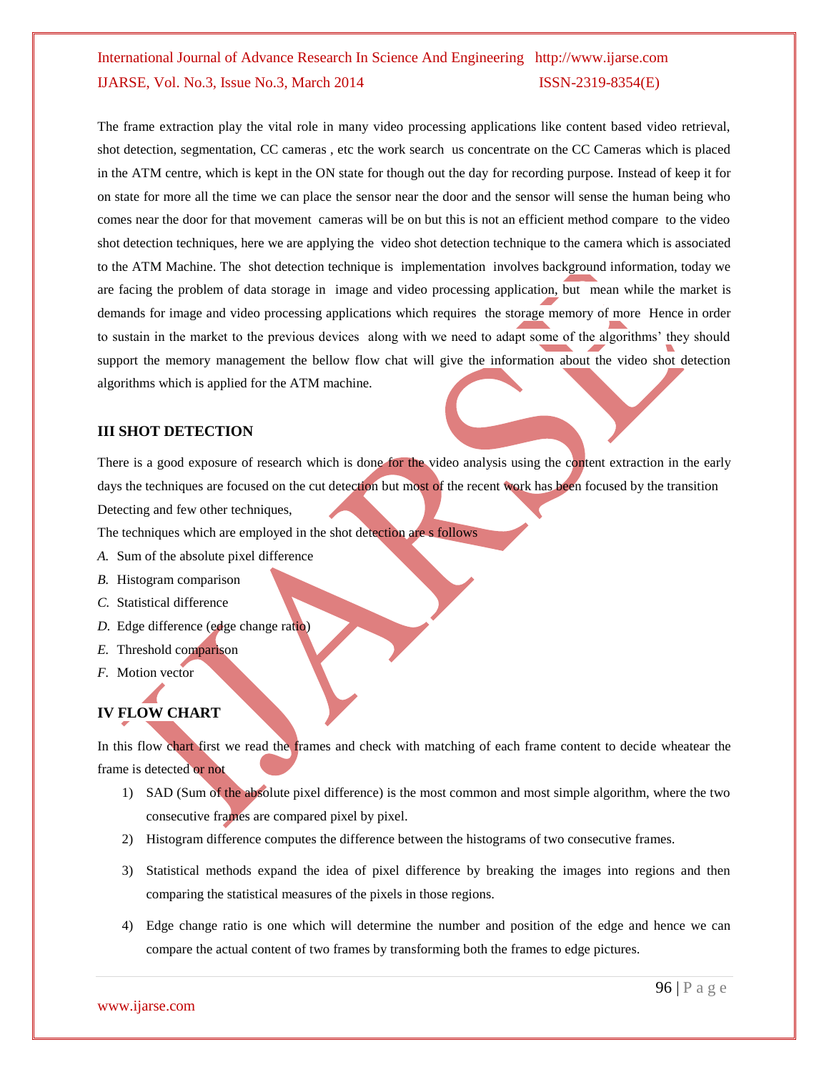The frame extraction play the vital role in many video processing applications like content based video retrieval, shot detection, segmentation, CC cameras , etc the work search us concentrate on the CC Cameras which is placed in the ATM centre, which is kept in the ON state for though out the day for recording purpose. Instead of keep it for on state for more all the time we can place the sensor near the door and the sensor will sense the human being who comes near the door for that movement cameras will be on but this is not an efficient method compare to the video shot detection techniques, here we are applying the video shot detection technique to the camera which is associated to the ATM Machine. The shot detection technique is implementation involves background information, today we are facing the problem of data storage in image and video processing application, but mean while the market is demands for image and video processing applications which requires the storage memory of more Hence in order to sustain in the market to the previous devices along with we need to adapt some of the algorithms' they should support the memory management the bellow flow chat will give the information about the video shot detection algorithms which is applied for the ATM machine.

## III SHOT DETECTION

There is a good exposure of research which is done for the video analysis using the content extraction in the early days the techniques are focused on the cut detection but most of the recent work has been focused by the transition Detecting and few other techniques,

The techniques which are employed in the shot detection are s follows

*A.* Sum of the absolute pixel difference

*B.* Histogram comparison

*C.* Statistical difference

*D.* Edge difference (edge change ratio)

*E.* Threshold comparison

*F.* Motion vector

## IV FLOW CHART

In this flow chart first we read the frames and check with matching of each frame content to decide wheatear the frame is detected or not

1) SAD (Sum of the absolute pixel difference) is the most common and most simple algorithm, where the two consecutive frames are compared pixel by pixel.
2) Histogram difference computes the difference between the histograms of two consecutive frames.
3) Statistical methods expand the idea of pixel difference by breaking the images into regions and then comparing the statistical measures of the pixels in those regions.
4) Edge change ratio is one which will determine the number and position of the edge and hence we can compare the actual content of two frames by transforming both the frames to edge pictures.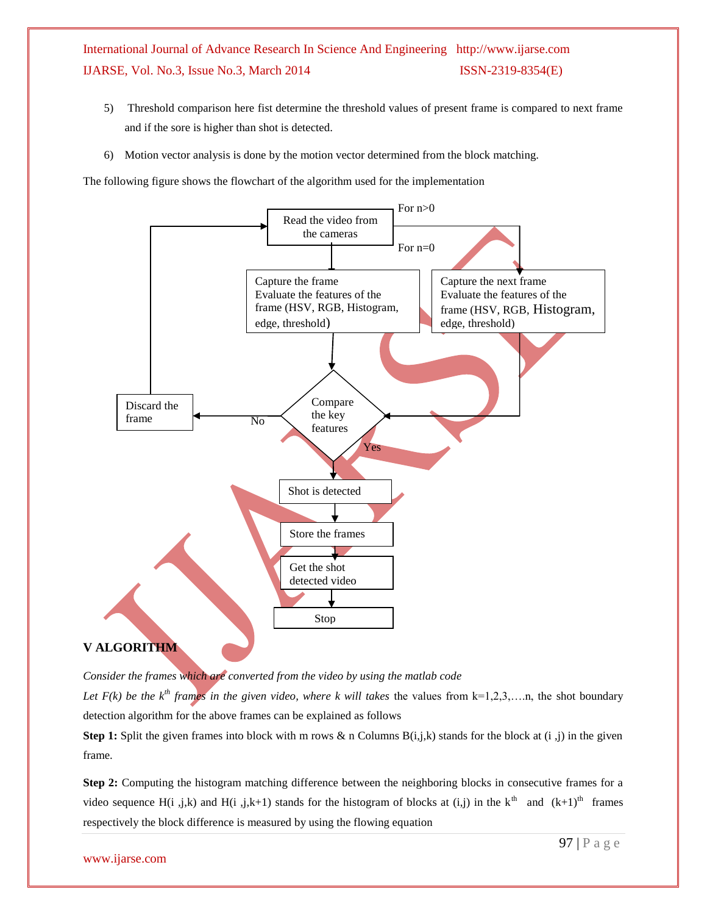5) Threshold comparison here fist determine the threshold values of present frame is compared to next frame and if the sore is higher than shot is detected.

6) Motion vector analysis is done by the motion vector determined from the block matching.

The following figure shows the flowchart of the algorithm used for the implementation

Read the video from the cameras

For n>0

For n=0

Capture the frame
Evaluate the features of the frame (HSV, RGB, Histogram, edge, threshold)

Capture the next frame
Evaluate the features of the frame (HSV, RGB, Histogram, edge, threshold)

Compare the key features

No

Yes

Discard the frame

Shot is detected

Store the frames

Get the shot detected video

Stop

## V ALGORITHM

*Consider the frames which are converted from the video by using the matlab code*

*Let F(k) be the $k^{th}$ frames in the given video, where k will takes* the values from k=1,2,3,….n, the shot boundary detection algorithm for the above frames can be explained as follows

**Step 1:** Split the given frames into block with m rows & n Columns B(i,j,k) stands for the block at (i ,j) in the given frame.

**Step 2:** Computing the histogram matching difference between the neighboring blocks in consecutive frames for a video sequence H(i ,j,k) and H(i ,j,k+1) stands for the histogram of blocks at (i,j) in the $k^{th}$ and $(k+1)^{th}$ frames respectively the block difference is measured by using the flowing equation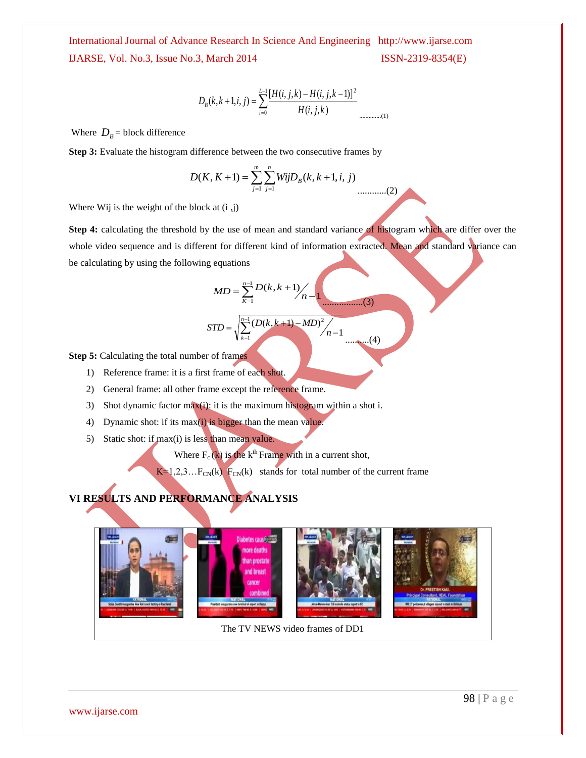$$D_B(k,k+1,i,j)=\sum_{i=0}^{L-1}\frac{[H(i,j,k)-H(i,j,k-1)]^2}{H(i,j,k)} \quad \text{.............(1)}$$

Where $D_B$ = block difference

**Step 3:** Evaluate the histogram difference between the two consecutive frames by

$$D(K,K+1)=\sum_{j=1}^{m}\sum_{j=1}^{n}WijD_B(k,k+1,i,j) \quad \text{............(2)}$$

Where Wij is the weight of the block at (i ,j)

**Step 4:** calculating the threshold by the use of mean and standard variance of histogram which are differ over the whole video sequence and is different for different kind of information extracted. Mean and standard variance can be calculating by using the following equations

$$MD=\sum_{K=1}^{n-1}D(k,k+1)\Big/n-1 \quad \text{.................(3)}$$

$$STD=\sqrt{\sum_{k=1}^{n-1}(D(k,k+1)-MD)^2\Big/n-1} \quad \text{..........(4)}$$

**Step 5:** Calculating the total number of frames

1) Reference frame: it is a first frame of each shot.
2) General frame: all other frame except the reference frame.
3) Shot dynamic factor max(i): it is the maximum histogram within a shot i.
4) Dynamic shot: if its max(i) is bigger than the mean value.
5) Static shot: if max(i) is less than mean value.

Where $F_c(k)$ is the $k^{th}$ Frame with in a current shot,

$K=1,2,3\ldots F_{CN}(k)$ $F_{CN}(k)$ stands for total number of the current frame

## VI RESULTS AND PERFORMANCE ANALYSIS

The TV NEWS video frames of DD1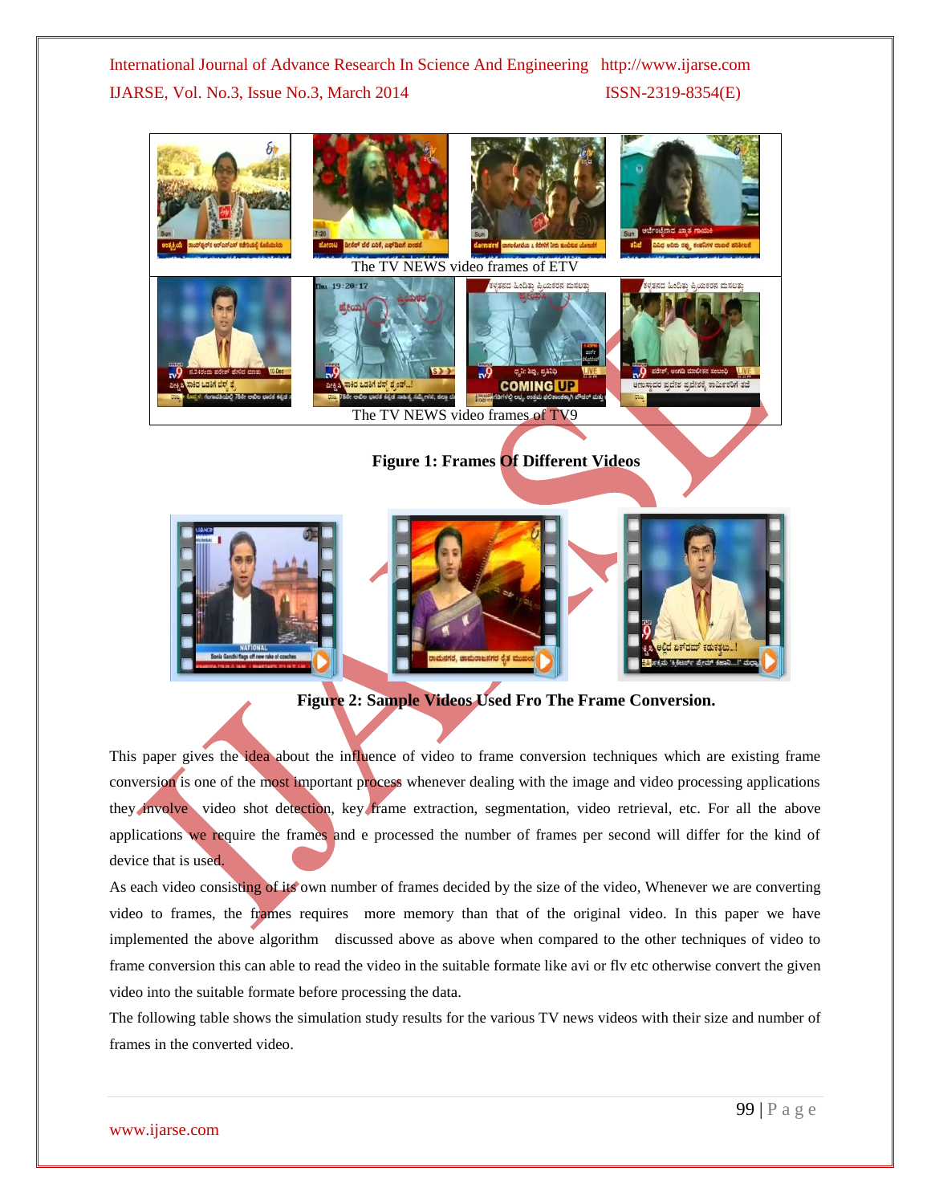The TV NEWS video frames of ETV

The TV NEWS video frames of TV9

**Figure 1: Frames Of Different Videos**

**Figure 2: Sample Videos Used Fro The Frame Conversion.**

This paper gives the idea about the influence of video to frame conversion techniques which are existing frame conversion is one of the most important process whenever dealing with the image and video processing applications they involve video shot detection, key frame extraction, segmentation, video retrieval, etc. For all the above applications we require the frames and e processed the number of frames per second will differ for the kind of device that is used.

As each video consisting of its own number of frames decided by the size of the video, Whenever we are converting video to frames, the frames requires more memory than that of the original video. In this paper we have implemented the above algorithm discussed above as above when compared to the other techniques of video to frame conversion this can able to read the video in the suitable formate like avi or flv etc otherwise convert the given video into the suitable formate before processing the data.

The following table shows the simulation study results for the various TV news videos with their size and number of frames in the converted video.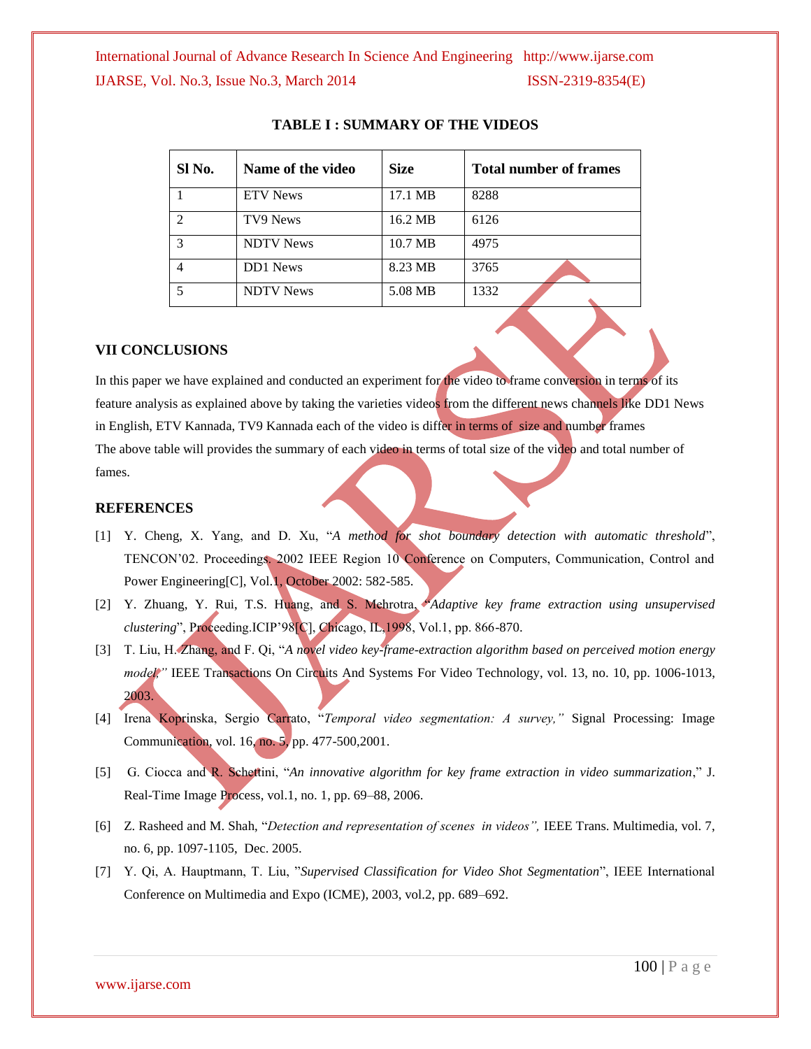**TABLE I : SUMMARY OF THE VIDEOS**

| Sl No. | Name of the video | Size | Total number of frames |
|---|---|---|---|
| 1 | ETV News | 17.1 MB | 8288 |
| 2 | TV9 News | 16.2 MB | 6126 |
| 3 | NDTV News | 10.7 MB | 4975 |
| 4 | DD1 News | 8.23 MB | 3765 |
| 5 | NDTV News | 5.08 MB | 1332 |

## VII CONCLUSIONS

In this paper we have explained and conducted an experiment for the video to frame conversion in terms of its feature analysis as explained above by taking the varieties videos from the different news channels like DD1 News in English, ETV Kannada, TV9 Kannada each of the video is differ in terms of size and number frames The above table will provides the summary of each video in terms of total size of the video and total number of fames.

## REFERENCES

[1] Y. Cheng, X. Yang, and D. Xu, "*A method for shot boundary detection with automatic threshold*", TENCON'02. Proceedings. 2002 IEEE Region 10 Conference on Computers, Communication, Control and Power Engineering[C], Vol.1, October 2002: 582-585.

[2] Y. Zhuang, Y. Rui, T.S. Huang, and S. Mehrotra, "*Adaptive key frame extraction using unsupervised clustering*", Proceeding.ICIP'98[C], Chicago, IL,1998, Vol.1, pp. 866-870.

[3] T. Liu, H. Zhang, and F. Qi, "*A novel video key-frame-extraction algorithm based on perceived motion energy model,"* IEEE Transactions On Circuits And Systems For Video Technology, vol. 13, no. 10, pp. 1006-1013, 2003.

[4] Irena Koprinska, Sergio Carrato, "*Temporal video segmentation: A survey,"* Signal Processing: Image Communication, vol. 16, no. 5, pp. 477-500,2001.

[5] G. Ciocca and R. Schettini, "*An innovative algorithm for key frame extraction in video summarization*," J. Real-Time Image Process, vol.1, no. 1, pp. 69–88, 2006.

[6] Z. Rasheed and M. Shah, "*Detection and representation of scenes in videos",* IEEE Trans. Multimedia, vol. 7, no. 6, pp. 1097-1105, Dec. 2005.

[7] Y. Qi, A. Hauptmann, T. Liu, "*Supervised Classification for Video Shot Segmentation*", IEEE International Conference on Multimedia and Expo (ICME), 2003, vol.2, pp. 689–692.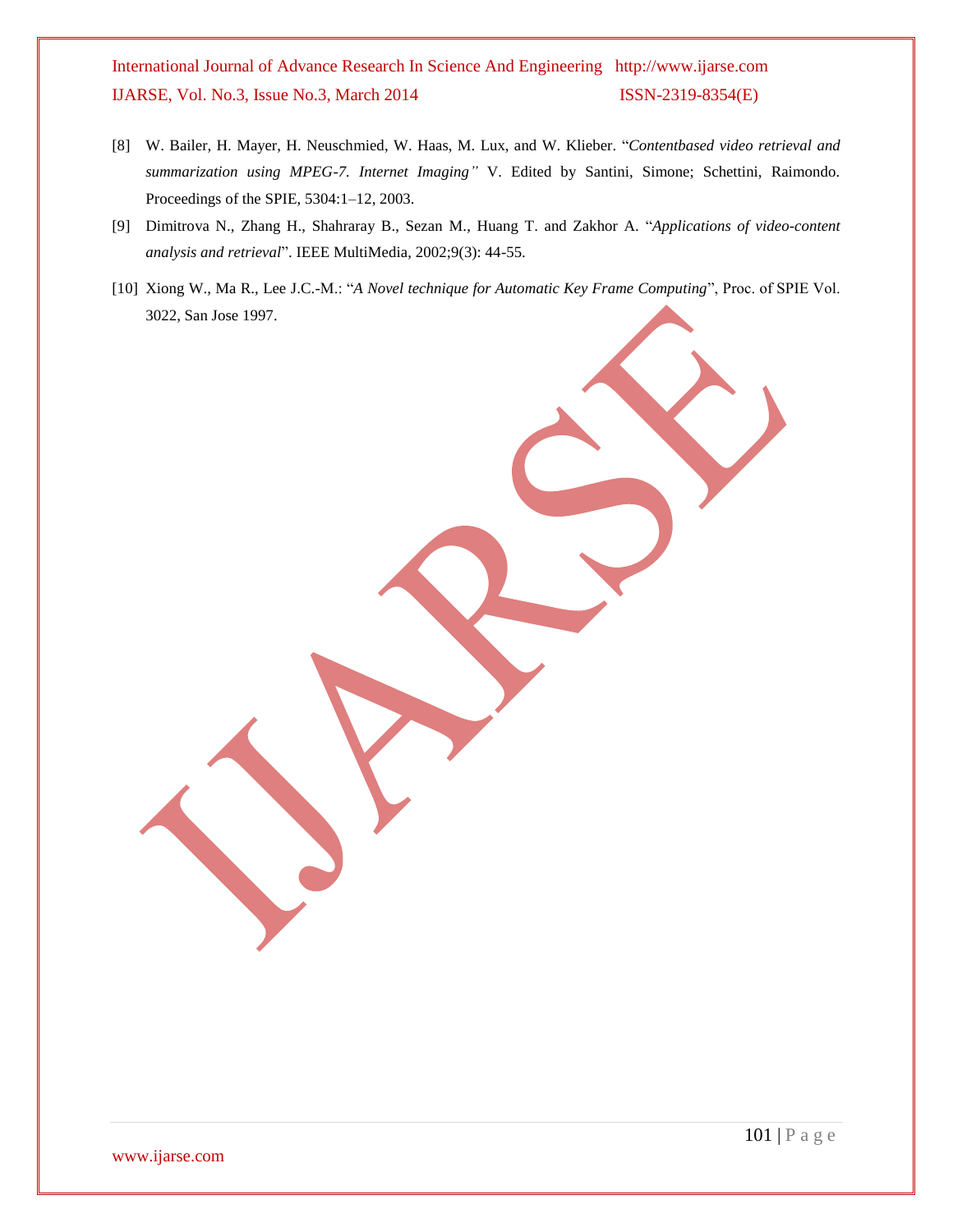[8] W. Bailer, H. Mayer, H. Neuschmied, W. Haas, M. Lux, and W. Klieber. "*Contentbased video retrieval and summarization using MPEG-7. Internet Imaging"* V. Edited by Santini, Simone; Schettini, Raimondo. Proceedings of the SPIE, 5304:1–12, 2003.

[9] Dimitrova N., Zhang H., Shahraray B., Sezan M., Huang T. and Zakhor A. "*Applications of video-content analysis and retrieval*". IEEE MultiMedia, 2002;9(3): 44-55.

[10] Xiong W., Ma R., Lee J.C.-M.: "*A Novel technique for Automatic Key Frame Computing*", Proc. of SPIE Vol. 3022, San Jose 1997.